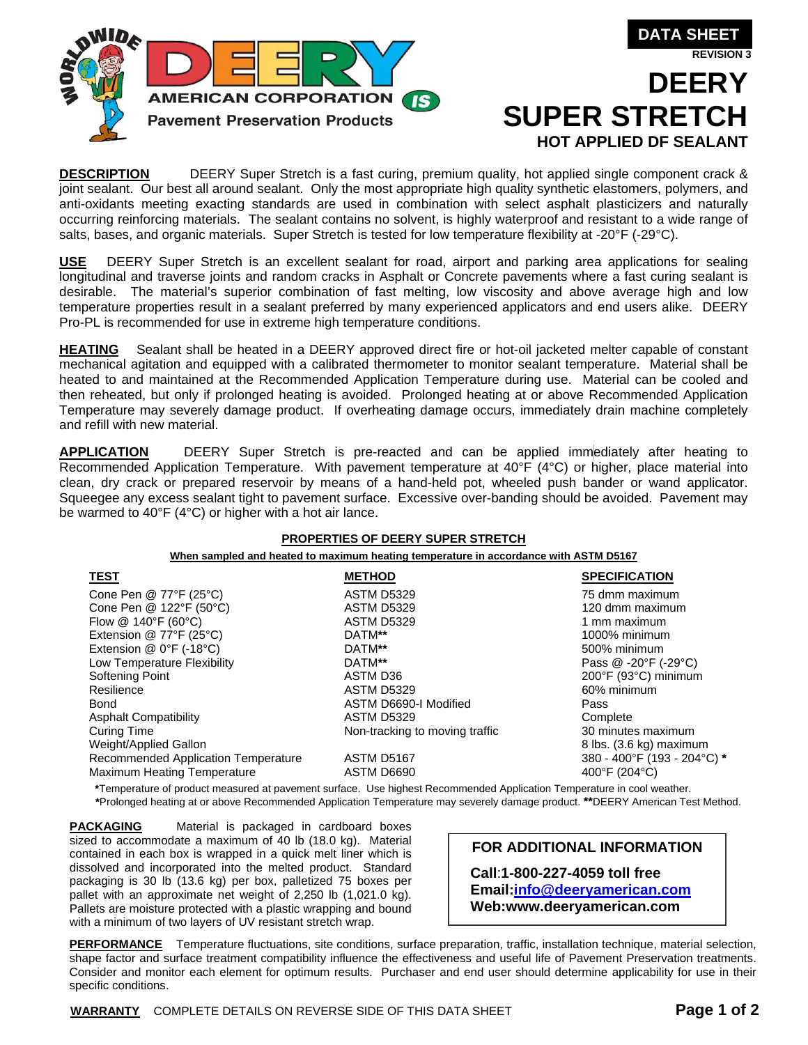WORLDWIDE

DEERY AMERICAN CORPORATION

Pavement Preservation Products

**DATA SHEET**

**REVISION 3**

# DEERY SUPER STRETCH

## HOT APPLIED DF SEALANT

**DESCRIPTION** DEERY Super Stretch is a fast curing, premium quality, hot applied single component crack & joint sealant. Our best all around sealant. Only the most appropriate high quality synthetic elastomers, polymers, and anti-oxidants meeting exacting standards are used in combination with select asphalt plasticizers and naturally occurring reinforcing materials. The sealant contains no solvent, is highly waterproof and resistant to a wide range of salts, bases, and organic materials. Super Stretch is tested for low temperature flexibility at -20°F (-29°C).

**USE** DEERY Super Stretch is an excellent sealant for road, airport and parking area applications for sealing longitudinal and traverse joints and random cracks in Asphalt or Concrete pavements where a fast curing sealant is desirable. The material's superior combination of fast melting, low viscosity and above average high and low temperature properties result in a sealant preferred by many experienced applicators and end users alike. DEERY Pro-PL is recommended for use in extreme high temperature conditions.

**HEATING** Sealant shall be heated in a DEERY approved direct fire or hot-oil jacketed melter capable of constant mechanical agitation and equipped with a calibrated thermometer to monitor sealant temperature. Material shall be heated to and maintained at the Recommended Application Temperature during use. Material can be cooled and then reheated, but only if prolonged heating is avoided. Prolonged heating at or above Recommended Application Temperature may severely damage product. If overheating damage occurs, immediately drain machine completely and refill with new material.

**APPLICATION** DEERY Super Stretch is pre-reacted and can be applied immediately after heating to Recommended Application Temperature. With pavement temperature at 40°F (4°C) or higher, place material into clean, dry crack or prepared reservoir by means of a hand-held pot, wheeled push bander or wand applicator. Squeegee any excess sealant tight to pavement surface. Excessive over-banding should be avoided. Pavement may be warmed to 40°F (4°C) or higher with a hot air lance.

**PROPERTIES OF DEERY SUPER STRETCH**

**When sampled and heated to maximum heating temperature in accordance with ASTM D5167**

| TEST | METHOD | SPECIFICATION |
|---|---|---|
| Cone Pen @ 77°F (25°C) | ASTM D5329 | 75 dmm maximum |
| Cone Pen @ 122°F (50°C) | ASTM D5329 | 120 dmm maximum |
| Flow @ 140°F (60°C) | ASTM D5329 | 1 mm maximum |
| Extension @ 77°F (25°C) | DATM** | 1000% minimum |
| Extension @ 0°F (-18°C) | DATM** | 500% minimum |
| Low Temperature Flexibility | DATM** | Pass @ -20°F (-29°C) |
| Softening Point | ASTM D36 | 200°F (93°C) minimum |
| Resilience | ASTM D5329 | 60% minimum |
| Bond | ASTM D6690-I Modified | Pass |
| Asphalt Compatibility | ASTM D5329 | Complete |
| Curing Time | Non-tracking to moving traffic | 30 minutes maximum |
| Weight/Applied Gallon | | 8 lbs. (3.6 kg) maximum |
| Recommended Application Temperature | ASTM D5167 | 380 - 400°F (193 - 204°C) * |
| Maximum Heating Temperature | ASTM D6690 | 400°F (204°C) |

*Temperature of product measured at pavement surface. Use highest Recommended Application Temperature in cool weather.
*Prolonged heating at or above Recommended Application Temperature may severely damage product. **DEERY American Test Method.

**PACKAGING** Material is packaged in cardboard boxes sized to accommodate a maximum of 40 lb (18.0 kg). Material contained in each box is wrapped in a quick melt liner which is dissolved and incorporated into the melted product. Standard packaging is 30 lb (13.6 kg) per box, palletized 75 boxes per pallet with an approximate net weight of 2,250 lb (1,021.0 kg). Pallets are moisture protected with a plastic wrapping and bound with a minimum of two layers of UV resistant stretch wrap.

**FOR ADDITIONAL INFORMATION**

**Call:1-800-227-4059 toll free**
**Email:info@deeryamerican.com**
**Web:www.deeryamerican.com**

**PERFORMANCE** Temperature fluctuations, site conditions, surface preparation, traffic, installation technique, material selection, shape factor and surface treatment compatibility influence the effectiveness and useful life of Pavement Preservation treatments. Consider and monitor each element for optimum results. Purchaser and end user should determine applicability for use in their specific conditions.

**WARRANTY** COMPLETE DETAILS ON REVERSE SIDE OF THIS DATA SHEET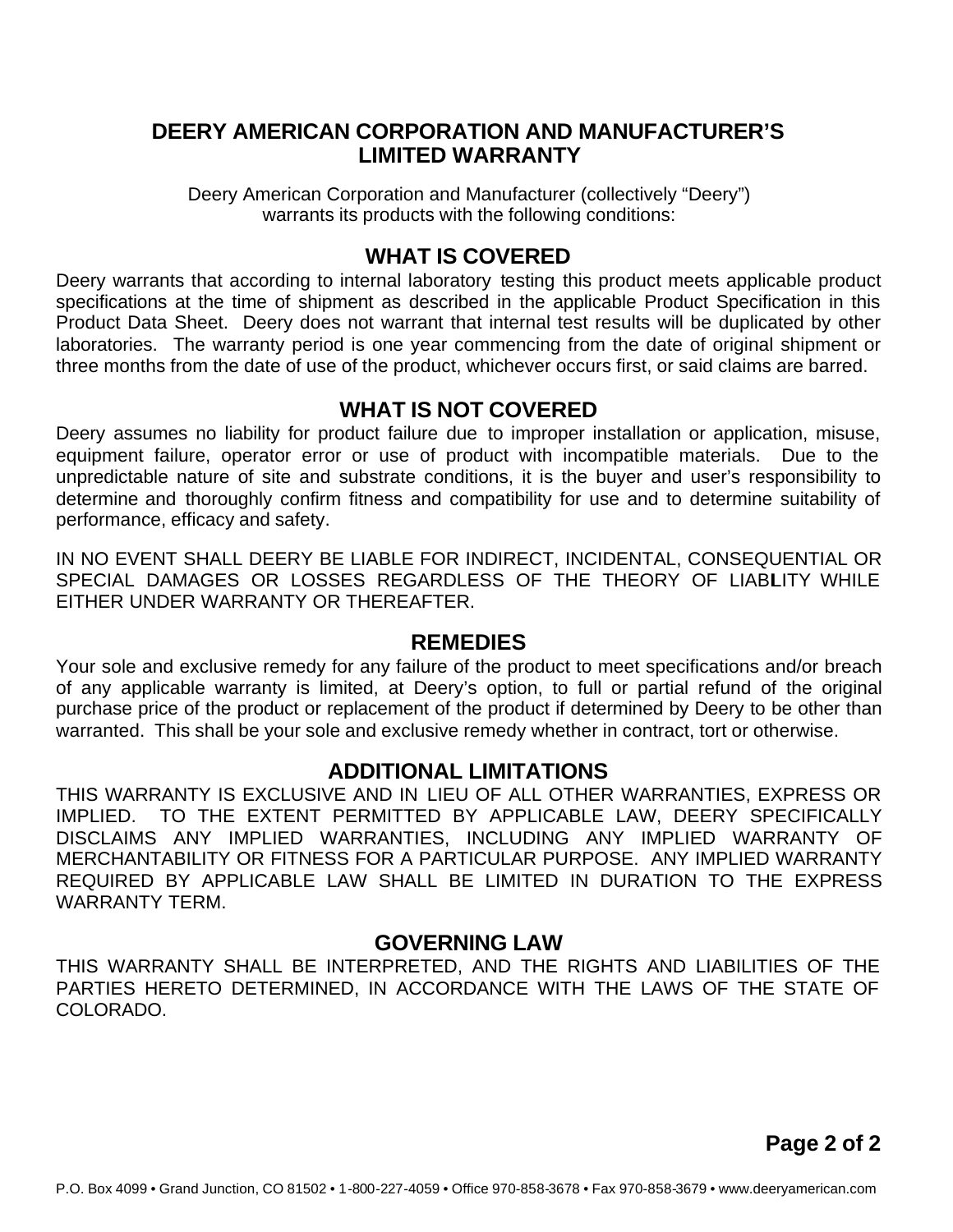# DEERY AMERICAN CORPORATION AND MANUFACTURER'S LIMITED WARRANTY

Deery American Corporation and Manufacturer (collectively "Deery") warrants its products with the following conditions:

## WHAT IS COVERED

Deery warrants that according to internal laboratory testing this product meets applicable product specifications at the time of shipment as described in the applicable Product Specification in this Product Data Sheet. Deery does not warrant that internal test results will be duplicated by other laboratories. The warranty period is one year commencing from the date of original shipment or three months from the date of use of the product, whichever occurs first, or said claims are barred.

## WHAT IS NOT COVERED

Deery assumes no liability for product failure due to improper installation or application, misuse, equipment failure, operator error or use of product with incompatible materials. Due to the unpredictable nature of site and substrate conditions, it is the buyer and user's responsibility to determine and thoroughly confirm fitness and compatibility for use and to determine suitability of performance, efficacy and safety.

IN NO EVENT SHALL DEERY BE LIABLE FOR INDIRECT, INCIDENTAL, CONSEQUENTIAL OR SPECIAL DAMAGES OR LOSSES REGARDLESS OF THE THEORY OF LIABLITY WHILE EITHER UNDER WARRANTY OR THEREAFTER.

## REMEDIES

Your sole and exclusive remedy for any failure of the product to meet specifications and/or breach of any applicable warranty is limited, at Deery's option, to full or partial refund of the original purchase price of the product or replacement of the product if determined by Deery to be other than warranted. This shall be your sole and exclusive remedy whether in contract, tort or otherwise.

## ADDITIONAL LIMITATIONS

THIS WARRANTY IS EXCLUSIVE AND IN LIEU OF ALL OTHER WARRANTIES, EXPRESS OR IMPLIED. TO THE EXTENT PERMITTED BY APPLICABLE LAW, DEERY SPECIFICALLY DISCLAIMS ANY IMPLIED WARRANTIES, INCLUDING ANY IMPLIED WARRANTY OF MERCHANTABILITY OR FITNESS FOR A PARTICULAR PURPOSE. ANY IMPLIED WARRANTY REQUIRED BY APPLICABLE LAW SHALL BE LIMITED IN DURATION TO THE EXPRESS WARRANTY TERM.

## GOVERNING LAW

THIS WARRANTY SHALL BE INTERPRETED, AND THE RIGHTS AND LIABILITIES OF THE PARTIES HERETO DETERMINED, IN ACCORDANCE WITH THE LAWS OF THE STATE OF COLORADO.

P.O. Box 4099 • Grand Junction, CO 81502 • 1-800-227-4059 • Office 970-858-3678 • Fax 970-858-3679 • www.deeryamerican.com